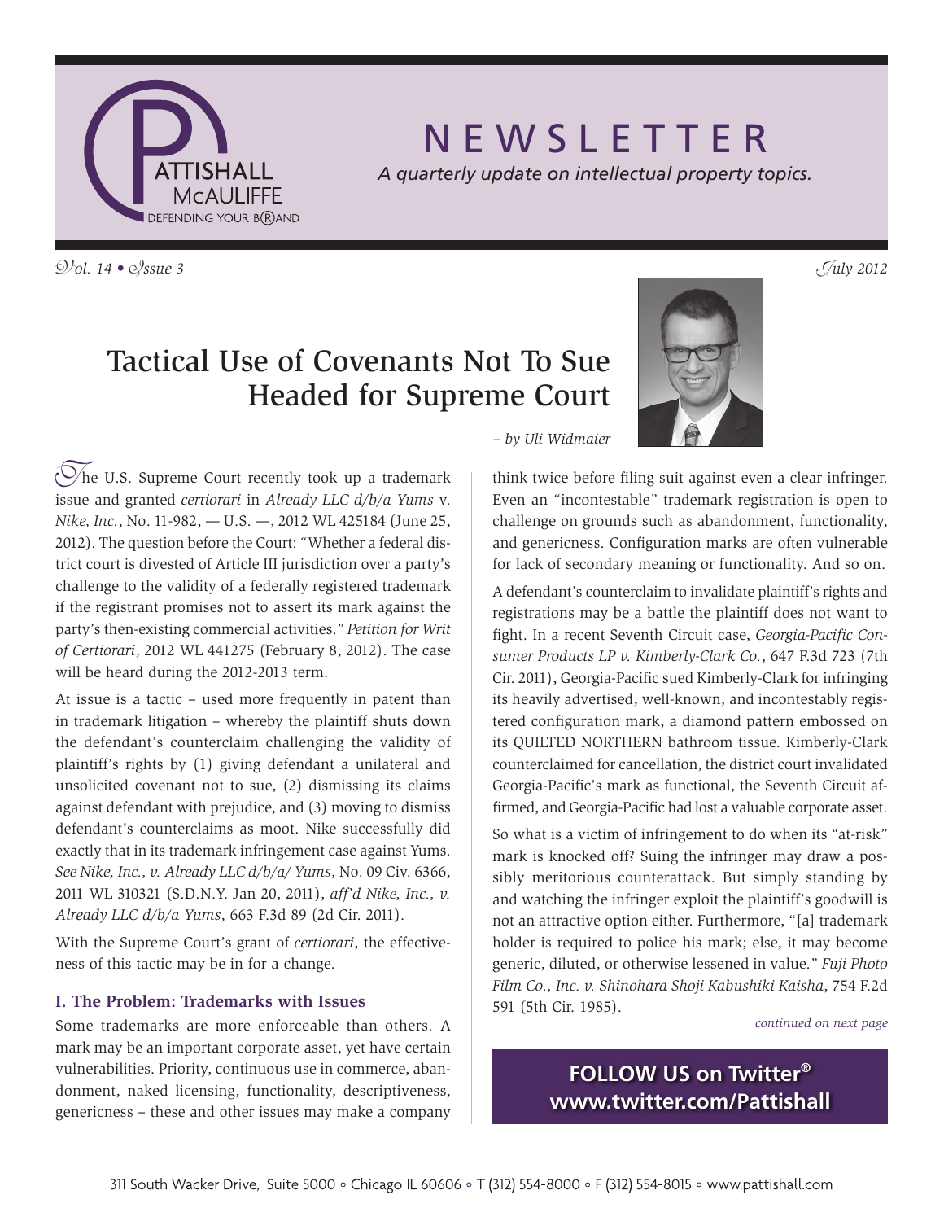# NEWSLETTER

*A quarterly update on intellectual property topics.*

*Vol. 14 • Issue 3* *July 2012*

## Tactical Use of Covenants Not To Sue Headed for Supreme Court

*– by Uli Widmaier*

The U.S. Supreme Court recently took up a trademark issue and granted *certiorari* in *Already LLC d/b/a Yums* v. *Nike, Inc.*, No. 11-982, — U.S. —, 2012 WL 425184 (June 25, 2012). The question before the Court: "Whether a federal district court is divested of Article III jurisdiction over a party's challenge to the validity of a federally registered trademark if the registrant promises not to assert its mark against the party's then-existing commercial activities." *Petition for Writ of Certiorari*, 2012 WL 441275 (February 8, 2012). The case will be heard during the 2012-2013 term.

At issue is a tactic – used more frequently in patent than in trademark litigation – whereby the plaintiff shuts down the defendant's counterclaim challenging the validity of plaintiff's rights by (1) giving defendant a unilateral and unsolicited covenant not to sue, (2) dismissing its claims against defendant with prejudice, and (3) moving to dismiss defendant's counterclaims as moot. Nike successfully did exactly that in its trademark infringement case against Yums. *See Nike, Inc., v. Already LLC d/b/a/ Yums*, No. 09 Civ. 6366, 2011 WL 310321 (S.D.N.Y. Jan 20, 2011), *aff'd Nike, Inc., v. Already LLC d/b/a Yums*, 663 F.3d 89 (2d Cir. 2011).

With the Supreme Court's grant of *certiorari*, the effectiveness of this tactic may be in for a change.

### I. The Problem: Trademarks with Issues

Some trademarks are more enforceable than others. A mark may be an important corporate asset, yet have certain vulnerabilities. Priority, continuous use in commerce, abandonment, naked licensing, functionality, descriptiveness, genericness – these and other issues may make a company think twice before filing suit against even a clear infringer. Even an "incontestable" trademark registration is open to challenge on grounds such as abandonment, functionality, and genericness. Configuration marks are often vulnerable for lack of secondary meaning or functionality. And so on.

A defendant's counterclaim to invalidate plaintiff's rights and registrations may be a battle the plaintiff does not want to fight. In a recent Seventh Circuit case, *Georgia-Pacific Consumer Products LP v. Kimberly-Clark Co.*, 647 F.3d 723 (7th Cir. 2011), Georgia-Pacific sued Kimberly-Clark for infringing its heavily advertised, well-known, and incontestably registered configuration mark, a diamond pattern embossed on its QUILTED NORTHERN bathroom tissue. Kimberly-Clark counterclaimed for cancellation, the district court invalidated Georgia-Pacific's mark as functional, the Seventh Circuit affirmed, and Georgia-Pacific had lost a valuable corporate asset.

So what is a victim of infringement to do when its "at-risk" mark is knocked off? Suing the infringer may draw a possibly meritorious counterattack. But simply standing by and watching the infringer exploit the plaintiff's goodwill is not an attractive option either. Furthermore, "[a] trademark holder is required to police his mark; else, it may become generic, diluted, or otherwise lessened in value." *Fuji Photo Film Co., Inc. v. Shinohara Shoji Kabushiki Kaisha*, 754 F.2d 591 (5th Cir. 1985).

*continued on next page*

**FOLLOW US on Twitter® www.twitter.com/Pattishall**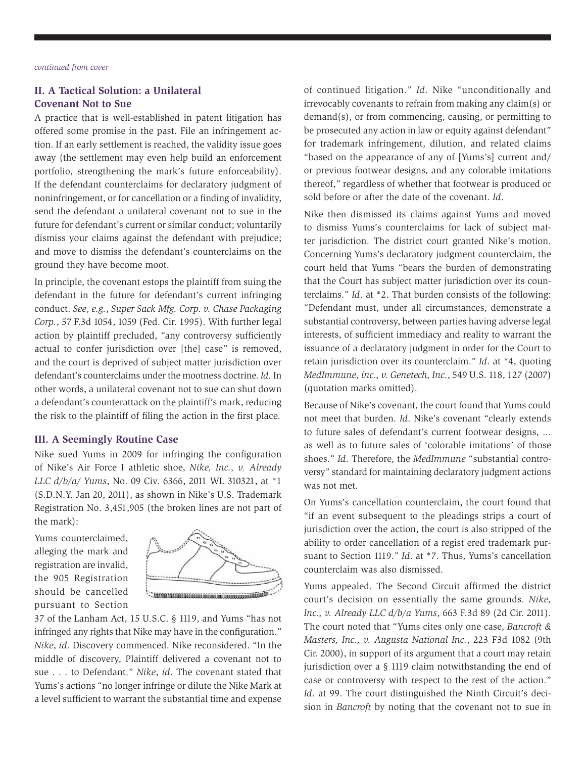*continued from cover*

### II. A Tactical Solution: a Unilateral Covenant Not to Sue

A practice that is well-established in patent litigation has offered some promise in the past. File an infringement action. If an early settlement is reached, the validity issue goes away (the settlement may even help build an enforcement portfolio, strengthening the mark's future enforceability). If the defendant counterclaims for declaratory judgment of noninfringement, or for cancellation or a finding of invalidity, send the defendant a unilateral covenant not to sue in the future for defendant's current or similar conduct; voluntarily dismiss your claims against the defendant with prejudice; and move to dismiss the defendant's counterclaims on the ground they have become moot.

In principle, the covenant estops the plaintiff from suing the defendant in the future for defendant's current infringing conduct. *See*, *e.g.*, *Super Sack Mfg. Corp. v. Chase Packaging Corp.*, 57 F.3d 1054, 1059 (Fed. Cir. 1995). With further legal action by plaintiff precluded, "any controversy sufficiently actual to confer jurisdiction over [the] case" is removed, and the court is deprived of subject matter jurisdiction over defendant's counterclaims under the mootness doctrine. *Id.* In other words, a unilateral covenant not to sue can shut down a defendant's counterattack on the plaintiff's mark, reducing the risk to the plaintiff of filing the action in the first place.

### III. A Seemingly Routine Case

Nike sued Yums in 2009 for infringing the configuration of Nike's Air Force I athletic shoe, *Nike, Inc., v. Already LLC d/b/a/ Yums*, No. 09 Civ. 6366, 2011 WL 310321, at *1 (S.D.N.Y. Jan 20, 2011), as shown in Nike's U.S. Trademark Registration No. 3,451,905 (the broken lines are not part of the mark):

Yums counterclaimed, alleging the mark and registration are invalid, the 905 Registration should be cancelled pursuant to Section 37 of the Lanham Act, 15 U.S.C. § 1119, and Yums "has not infringed any rights that Nike may have in the configuration." *Nike*, *id*. Discovery commenced. Nike reconsidered. "In the middle of discovery, Plaintiff delivered a covenant not to sue . . . to Defendant." *Nike*, *id*. The covenant stated that Yums's actions "no longer infringe or dilute the Nike Mark at a level sufficient to warrant the substantial time and expense of continued litigation." *Id*. Nike "unconditionally and irrevocably covenants to refrain from making any claim(s) or demand(s), or from commencing, causing, or permitting to be prosecuted any action in law or equity against defendant" for trademark infringement, dilution, and related claims "based on the appearance of any of [Yums's] current and/or previous footwear designs, and any colorable imitations thereof," regardless of whether that footwear is produced or sold before or after the date of the covenant. *Id*.

Nike then dismissed its claims against Yums and moved to dismiss Yums's counterclaims for lack of subject matter jurisdiction. The district court granted Nike's motion. Concerning Yums's declaratory judgment counterclaim, the court held that Yums "bears the burden of demonstrating that the Court has subject matter jurisdiction over its counterclaims." *Id*. at *2. That burden consists of the following: "Defendant must, under all circumstances, demonstrate a substantial controversy, between parties having adverse legal interests, of sufficient immediacy and reality to warrant the issuance of a declaratory judgment in order for the Court to retain jurisdiction over its counterclaim." *Id*. at *4, quoting *MedImmune*, *inc.*, *v. Genetech, Inc.*, 549 U.S. 118, 127 (2007) (quotation marks omitted).

Because of Nike's covenant, the court found that Yums could not meet that burden. *Id*. Nike's covenant "clearly extends to future sales of defendant's current footwear designs, ... as well as to future sales of 'colorable imitations' of those shoes." *Id*. Therefore, the *MedImmune* "substantial controversy" standard for maintaining declaratory judgment actions was not met.

On Yums's cancellation counterclaim, the court found that "if an event subsequent to the pleadings strips a court of jurisdiction over the action, the court is also stripped of the ability to order cancellation of a regist ered trademark pursuant to Section 1119." *Id*. at *7. Thus, Yums's cancellation counterclaim was also dismissed.

Yums appealed. The Second Circuit affirmed the district court's decision on essentially the same grounds. *Nike, Inc., v. Already LLC d/b/a Yums*, 663 F.3d 89 (2d Cir. 2011). The court noted that "Yums cites only one case, *Bancroft & Masters, Inc., v. Augusta National Inc.*, 223 F3d 1082 (9th Cir. 2000), in support of its argument that a court may retain jurisdiction over a § 1119 claim notwithstanding the end of case or controversy with respect to the rest of the action." *Id*. at 99. The court distinguished the Ninth Circuit's decision in *Bancroft* by noting that the covenant not to sue in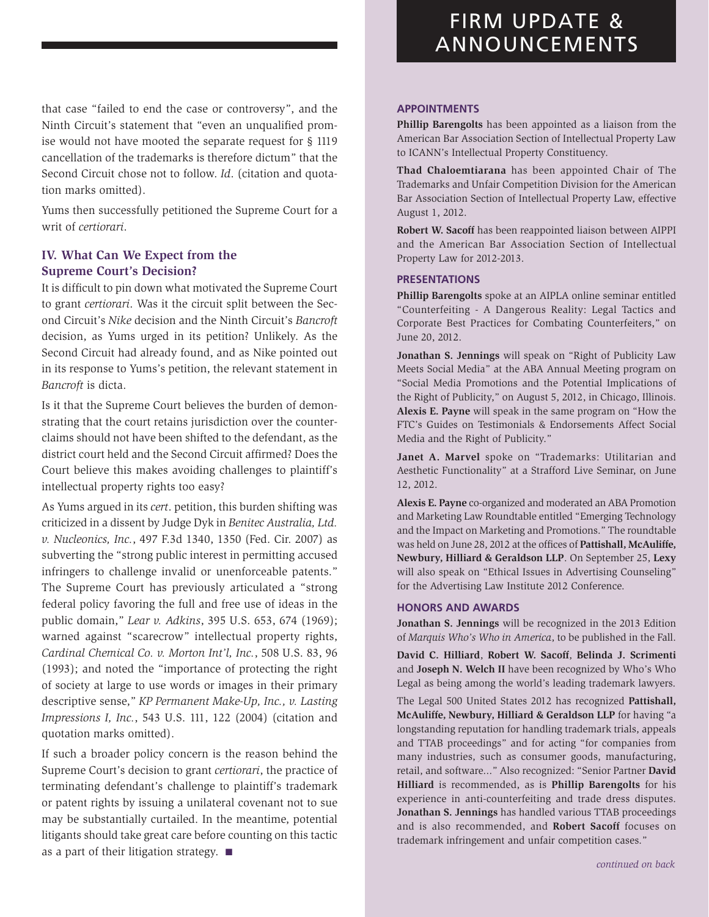that case "failed to end the case or controversy", and the Ninth Circuit's statement that "even an unqualified promise would not have mooted the separate request for § 1119 cancellation of the trademarks is therefore dictum" that the Second Circuit chose not to follow. *Id*. (citation and quotation marks omitted).

Yums then successfully petitioned the Supreme Court for a writ of *certiorari*.

### IV. What Can We Expect from the Supreme Court's Decision?

It is difficult to pin down what motivated the Supreme Court to grant *certiorari*. Was it the circuit split between the Second Circuit's *Nike* decision and the Ninth Circuit's *Bancroft* decision, as Yums urged in its petition? Unlikely. As the Second Circuit had already found, and as Nike pointed out in its response to Yums's petition, the relevant statement in *Bancroft* is dicta.

Is it that the Supreme Court believes the burden of demonstrating that the court retains jurisdiction over the counterclaims should not have been shifted to the defendant, as the district court held and the Second Circuit affirmed? Does the Court believe this makes avoiding challenges to plaintiff's intellectual property rights too easy?

As Yums argued in its *cert*. petition, this burden shifting was criticized in a dissent by Judge Dyk in *Benitec Australia, Ltd. v. Nucleonics, Inc.*, 497 F.3d 1340, 1350 (Fed. Cir. 2007) as subverting the "strong public interest in permitting accused infringers to challenge invalid or unenforceable patents." The Supreme Court has previously articulated a "strong federal policy favoring the full and free use of ideas in the public domain," *Lear v. Adkins*, 395 U.S. 653, 674 (1969); warned against "scarecrow" intellectual property rights, *Cardinal Chemical Co. v. Morton Int'l, Inc.*, 508 U.S. 83, 96 (1993); and noted the "importance of protecting the right of society at large to use words or images in their primary descriptive sense," *KP Permanent Make-Up, Inc., v. Lasting Impressions I, Inc.*, 543 U.S. 111, 122 (2004) (citation and quotation marks omitted).

If such a broader policy concern is the reason behind the Supreme Court's decision to grant *certiorari*, the practice of terminating defendant's challenge to plaintiff's trademark or patent rights by issuing a unilateral covenant not to sue may be substantially curtailed. In the meantime, potential litigants should take great care before counting on this tactic as a part of their litigation strategy. ■

# FIRM UPDATE & ANNOUNCEMENTS

### APPOINTMENTS

**Phillip Barengolts** has been appointed as a liaison from the American Bar Association Section of Intellectual Property Law to ICANN's Intellectual Property Constituency.

**Thad Chaloemtiarana** has been appointed Chair of The Trademarks and Unfair Competition Division for the American Bar Association Section of Intellectual Property Law, effective August 1, 2012.

**Robert W. Sacoff** has been reappointed liaison between AIPPI and the American Bar Association Section of Intellectual Property Law for 2012-2013.

### PRESENTATIONS

**Phillip Barengolts** spoke at an AIPLA online seminar entitled "Counterfeiting - A Dangerous Reality: Legal Tactics and Corporate Best Practices for Combating Counterfeiters," on June 20, 2012.

**Jonathan S. Jennings** will speak on "Right of Publicity Law Meets Social Media" at the ABA Annual Meeting program on "Social Media Promotions and the Potential Implications of the Right of Publicity," on August 5, 2012, in Chicago, Illinois. **Alexis E. Payne** will speak in the same program on "How the FTC's Guides on Testimonials & Endorsements Affect Social Media and the Right of Publicity."

**Janet A. Marvel** spoke on "Trademarks: Utilitarian and Aesthetic Functionality" at a Strafford Live Seminar, on June 12, 2012.

**Alexis E. Payne** co-organized and moderated an ABA Promotion and Marketing Law Roundtable entitled "Emerging Technology and the Impact on Marketing and Promotions." The roundtable was held on June 28, 2012 at the offices of **Pattishall, McAuliffe, Newbury, Hilliard & Geraldson LLP**. On September 25, **Lexy** will also speak on "Ethical Issues in Advertising Counseling" for the Advertising Law Institute 2012 Conference.

### HONORS AND AWARDS

**Jonathan S. Jennings** will be recognized in the 2013 Edition of *Marquis Who's Who in America*, to be published in the Fall.

**David C. Hilliard**, **Robert W. Sacoff**, **Belinda J. Scrimenti** and **Joseph N. Welch II** have been recognized by Who's Who Legal as being among the world's leading trademark lawyers.

The Legal 500 United States 2012 has recognized **Pattishall, McAuliffe, Newbury, Hilliard & Geraldson LLP** for having "a longstanding reputation for handling trademark trials, appeals and TTAB proceedings" and for acting "for companies from many industries, such as consumer goods, manufacturing, retail, and software…" Also recognized: "Senior Partner **David Hilliard** is recommended, as is **Phillip Barengolts** for his experience in anti-counterfeiting and trade dress disputes. **Jonathan S. Jennings** has handled various TTAB proceedings and is also recommended, and **Robert Sacoff** focuses on trademark infringement and unfair competition cases."

*continued on back*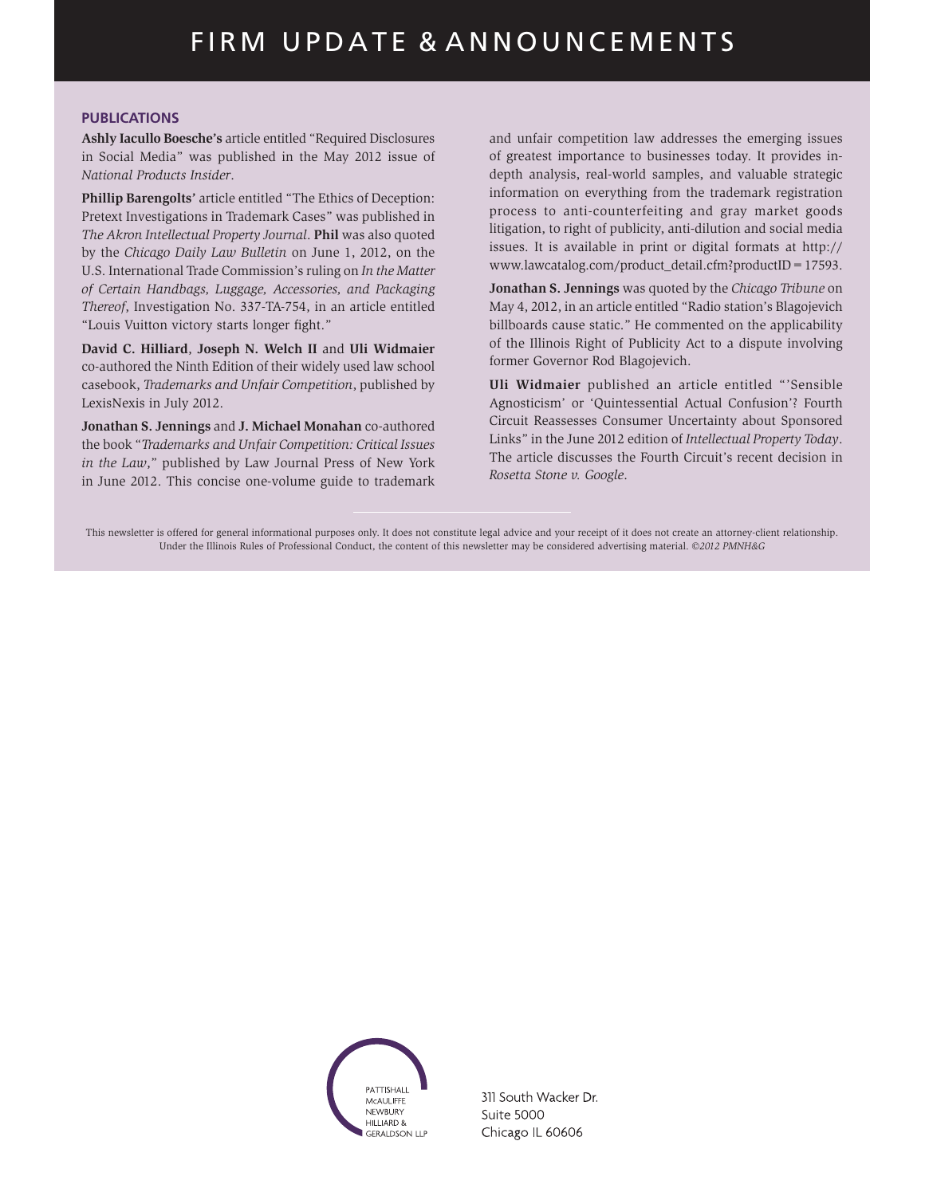# FIRM UPDATE & ANNOUNCEMENTS

## PUBLICATIONS

**Ashly Iacullo Boesche's** article entitled "Required Disclosures in Social Media" was published in the May 2012 issue of *National Products Insider*.

**Phillip Barengolts'** article entitled "The Ethics of Deception: Pretext Investigations in Trademark Cases" was published in *The Akron Intellectual Property Journal*. **Phil** was also quoted by the *Chicago Daily Law Bulletin* on June 1, 2012, on the U.S. International Trade Commission's ruling on *In the Matter of Certain Handbags, Luggage, Accessories, and Packaging Thereof*, Investigation No. 337-TA-754, in an article entitled "Louis Vuitton victory starts longer fight."

**David C. Hilliard**, **Joseph N. Welch II** and **Uli Widmaier** co-authored the Ninth Edition of their widely used law school casebook, *Trademarks and Unfair Competition*, published by LexisNexis in July 2012.

**Jonathan S. Jennings** and **J. Michael Monahan** co-authored the book "*Trademarks and Unfair Competition: Critical Issues in the Law*," published by Law Journal Press of New York in June 2012. This concise one-volume guide to trademark and unfair competition law addresses the emerging issues of greatest importance to businesses today. It provides in-depth analysis, real-world samples, and valuable strategic information on everything from the trademark registration process to anti-counterfeiting and gray market goods litigation, to right of publicity, anti-dilution and social media issues. It is available in print or digital formats at http://www.lawcatalog.com/product_detail.cfm?productID=17593.

**Jonathan S. Jennings** was quoted by the *Chicago Tribune* on May 4, 2012, in an article entitled "Radio station's Blagojevich billboards cause static." He commented on the applicability of the Illinois Right of Publicity Act to a dispute involving former Governor Rod Blagojevich.

**Uli Widmaier** published an article entitled "'Sensible Agnosticism' or 'Quintessential Actual Confusion'? Fourth Circuit Reassesses Consumer Uncertainty about Sponsored Links" in the June 2012 edition of *Intellectual Property Today*. The article discusses the Fourth Circuit's recent decision in *Rosetta Stone v. Google*.

---

This newsletter is offered for general informational purposes only. It does not constitute legal advice and your receipt of it does not create an attorney-client relationship. Under the Illinois Rules of Professional Conduct, the content of this newsletter may be considered advertising material. *©2012 PMNH&G*

PATTISHALL
McAULIFFE
NEWBURY
HILLIARD &
GERALDSON LLP

311 South Wacker Dr.
Suite 5000
Chicago IL 60606